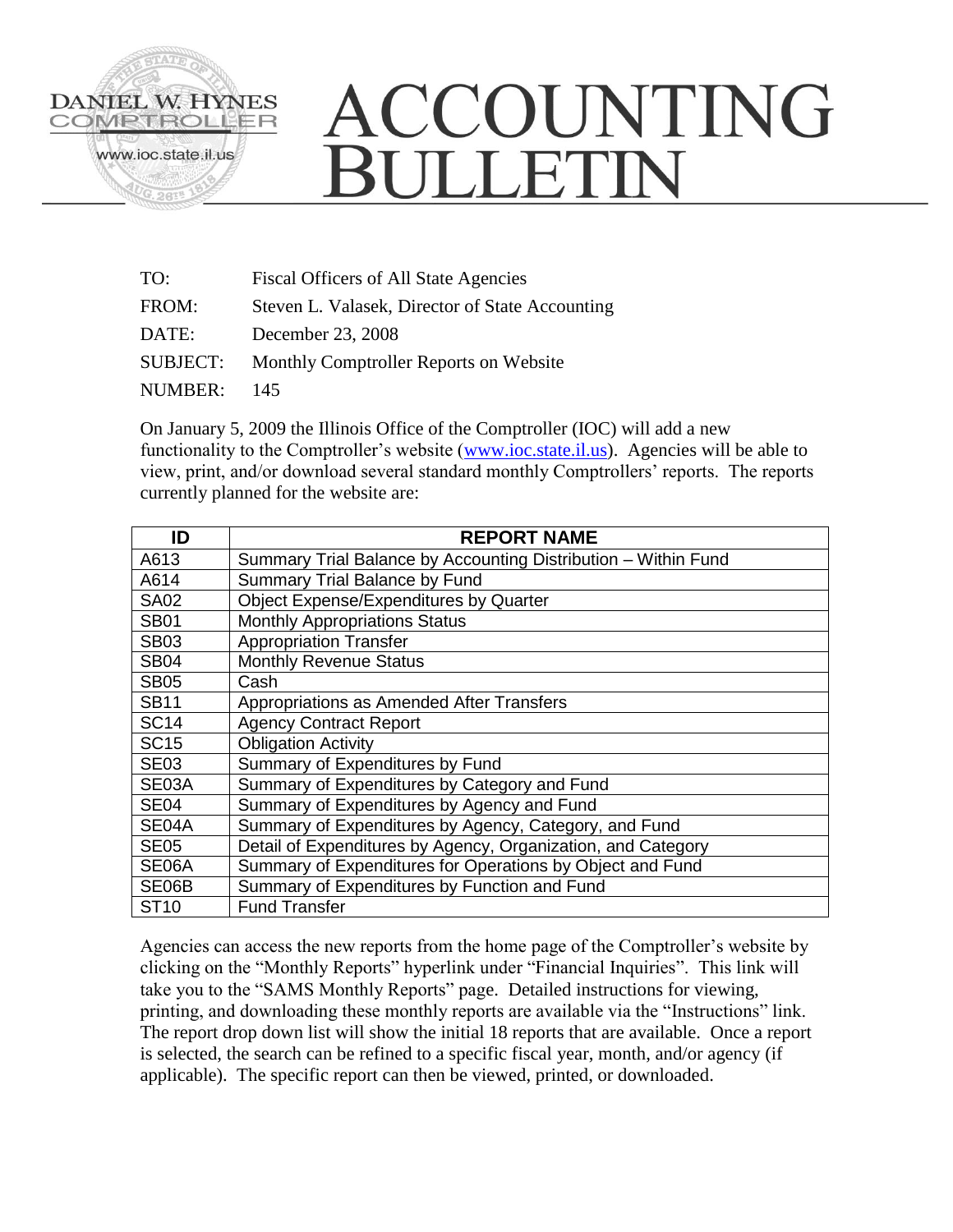DANIEL W. HYNES
COMPTROLLER
www.ioc.state.il.us

# ACCOUNTING BULLETIN

TO: Fiscal Officers of All State Agencies

FROM: Steven L. Valasek, Director of State Accounting

DATE: December 23, 2008

SUBJECT: Monthly Comptroller Reports on Website

NUMBER: 145

On January 5, 2009 the Illinois Office of the Comptroller (IOC) will add a new functionality to the Comptroller's website (www.ioc.state.il.us). Agencies will be able to view, print, and/or download several standard monthly Comptrollers' reports. The reports currently planned for the website are:

| ID | REPORT NAME |
|---|---|
| A613 | Summary Trial Balance by Accounting Distribution – Within Fund |
| A614 | Summary Trial Balance by Fund |
| SA02 | Object Expense/Expenditures by Quarter |
| SB01 | Monthly Appropriations Status |
| SB03 | Appropriation Transfer |
| SB04 | Monthly Revenue Status |
| SB05 | Cash |
| SB11 | Appropriations as Amended After Transfers |
| SC14 | Agency Contract Report |
| SC15 | Obligation Activity |
| SE03 | Summary of Expenditures by Fund |
| SE03A | Summary of Expenditures by Category and Fund |
| SE04 | Summary of Expenditures by Agency and Fund |
| SE04A | Summary of Expenditures by Agency, Category, and Fund |
| SE05 | Detail of Expenditures by Agency, Organization, and Category |
| SE06A | Summary of Expenditures for Operations by Object and Fund |
| SE06B | Summary of Expenditures by Function and Fund |
| ST10 | Fund Transfer |

Agencies can access the new reports from the home page of the Comptroller's website by clicking on the "Monthly Reports" hyperlink under "Financial Inquiries". This link will take you to the "SAMS Monthly Reports" page. Detailed instructions for viewing, printing, and downloading these monthly reports are available via the "Instructions" link. The report drop down list will show the initial 18 reports that are available. Once a report is selected, the search can be refined to a specific fiscal year, month, and/or agency (if applicable). The specific report can then be viewed, printed, or downloaded.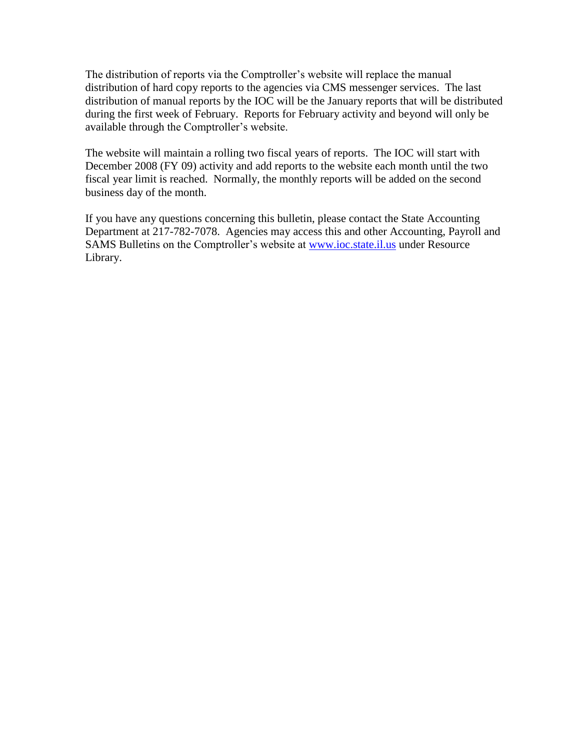The distribution of reports via the Comptroller's website will replace the manual distribution of hard copy reports to the agencies via CMS messenger services. The last distribution of manual reports by the IOC will be the January reports that will be distributed during the first week of February. Reports for February activity and beyond will only be available through the Comptroller's website.

The website will maintain a rolling two fiscal years of reports. The IOC will start with December 2008 (FY 09) activity and add reports to the website each month until the two fiscal year limit is reached. Normally, the monthly reports will be added on the second business day of the month.

If you have any questions concerning this bulletin, please contact the State Accounting Department at 217-782-7078. Agencies may access this and other Accounting, Payroll and SAMS Bulletins on the Comptroller's website at [www.ioc.state.il.us](http://www.ioc.state.il.us) under Resource Library.